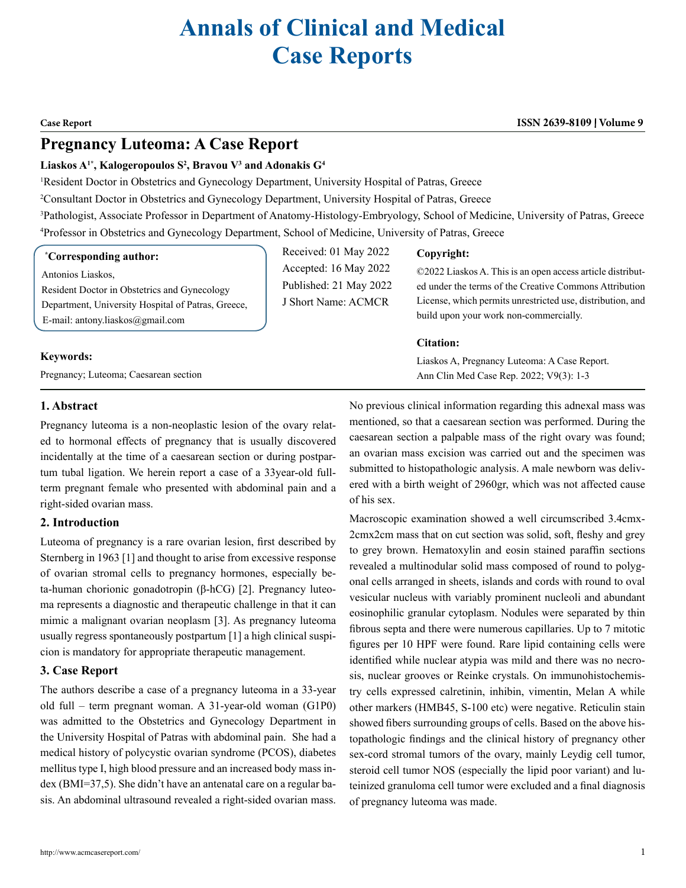# Annals of Clinical and Medical Case Reports

**Case Report**

**ISSN 2639-8109 | Volume 9**

## Pregnancy Luteoma: A Case Report

**Liaskos A[1*], Kalogeropoulos S[2], Bravou V[3] and Adonakis G[4]**

[1]Resident Doctor in Obstetrics and Gynecology Department, University Hospital of Patras, Greece

[2]Consultant Doctor in Obstetrics and Gynecology Department, University Hospital of Patras, Greece

[3]Pathologist, Associate Professor in Department of Anatomy-Histology-Embryology, School of Medicine, University of Patras, Greece

[4]Professor in Obstetrics and Gynecology Department, School of Medicine, University of Patras, Greece

**[*]Corresponding author:**

Antonios Liaskos,
Resident Doctor in Obstetrics and Gynecology Department, University Hospital of Patras, Greece,
E-mail: antony.liaskos@gmail.com

Received: 01 May 2022
Accepted: 16 May 2022
Published: 21 May 2022
J Short Name: ACMCR

**Copyright:**

©2022 Liaskos A. This is an open access article distributed under the terms of the Creative Commons Attribution License, which permits unrestricted use, distribution, and build upon your work non-commercially.

**Citation:**

Liaskos A, Pregnancy Luteoma: A Case Report. Ann Clin Med Case Rep. 2022; V9(3): 1-3

**Keywords:**

Pregnancy; Luteoma; Caesarean section

### 1. Abstract

Pregnancy luteoma is a non-neoplastic lesion of the ovary related to hormonal effects of pregnancy that is usually discovered incidentally at the time of a caesarean section or during postpartum tubal ligation. We herein report a case of a 33year-old full-term pregnant female who presented with abdominal pain and a right-sided ovarian mass.

### 2. Introduction

Luteoma of pregnancy is a rare ovarian lesion, first described by Sternberg in 1963 [1] and thought to arise from excessive response of ovarian stromal cells to pregnancy hormones, especially beta-human chorionic gonadotropin (β-hCG) [2]. Pregnancy luteoma represents a diagnostic and therapeutic challenge in that it can mimic a malignant ovarian neoplasm [3]. As pregnancy luteoma usually regress spontaneously postpartum [1] a high clinical suspicion is mandatory for appropriate therapeutic management.

### 3. Case Report

The authors describe a case of a pregnancy luteoma in a 33-year old full – term pregnant woman. A 31-year-old woman (G1P0) was admitted to the Obstetrics and Gynecology Department in the University Hospital of Patras with abdominal pain. She had a medical history of polycystic ovarian syndrome (PCOS), diabetes mellitus type I, high blood pressure and an increased body mass index (BMI=37,5). She didn't have an antenatal care on a regular basis. An abdominal ultrasound revealed a right-sided ovarian mass. No previous clinical information regarding this adnexal mass was mentioned, so that a caesarean section was performed. During the caesarean section a palpable mass of the right ovary was found; an ovarian mass excision was carried out and the specimen was submitted to histopathologic analysis. A male newborn was delivered with a birth weight of 2960gr, which was not affected cause of his sex.

Macroscopic examination showed a well circumscribed 3.4cmx-2cmx2cm mass that on cut section was solid, soft, fleshy and grey to grey brown. Hematoxylin and eosin stained paraffin sections revealed a multinodular solid mass composed of round to polygonal cells arranged in sheets, islands and cords with round to oval vesicular nucleus with variably prominent nucleoli and abundant eosinophilic granular cytoplasm. Nodules were separated by thin fibrous septa and there were numerous capillaries. Up to 7 mitotic figures per 10 HPF were found. Rare lipid containing cells were identified while nuclear atypia was mild and there was no necrosis, nuclear grooves or Reinke crystals. On immunohistochemistry cells expressed calretinin, inhibin, vimentin, Melan A while other markers (HMB45, S-100 etc) were negative. Reticulin stain showed fibers surrounding groups of cells. Based on the above histopathologic findings and the clinical history of pregnancy other sex-cord stromal tumors of the ovary, mainly Leydig cell tumor, steroid cell tumor NOS (especially the lipid poor variant) and luteinized granuloma cell tumor were excluded and a final diagnosis of pregnancy luteoma was made.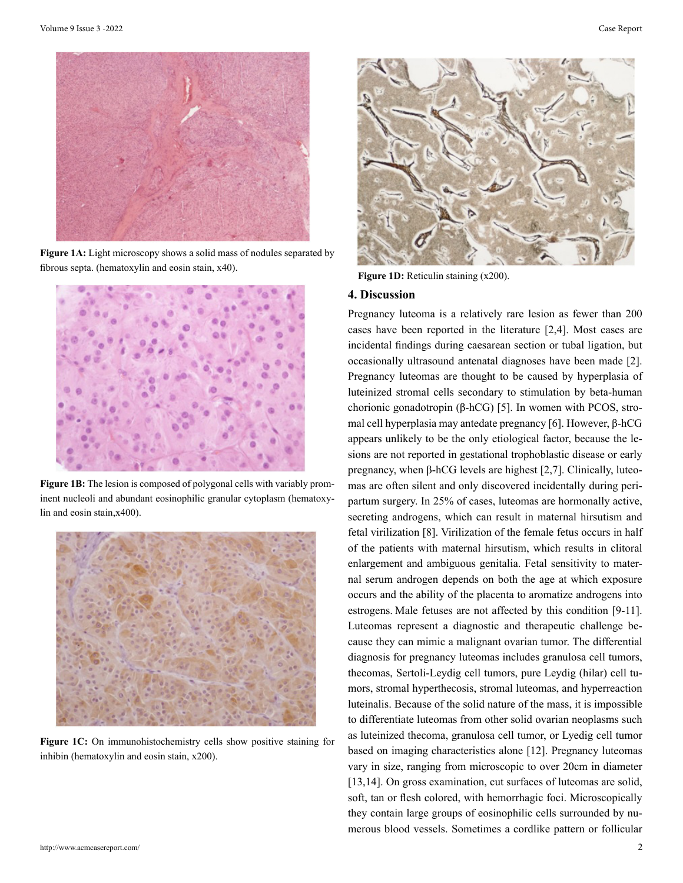Figure 1A: Light microscopy shows a solid mass of nodules separated by fibrous septa. (hematoxylin and eosin stain, x40).

Figure 1B: The lesion is composed of polygonal cells with variably prominent nucleoli and abundant eosinophilic granular cytoplasm (hematoxylin and eosin stain,x400).

Figure 1C: On immunohistochemistry cells show positive staining for inhibin (hematoxylin and eosin stain, x200).

Figure 1D: Reticulin staining (x200).

## 4. Discussion

Pregnancy luteoma is a relatively rare lesion as fewer than 200 cases have been reported in the literature [2,4]. Most cases are incidental findings during caesarean section or tubal ligation, but occasionally ultrasound antenatal diagnoses have been made [2]. Pregnancy luteomas are thought to be caused by hyperplasia of luteinized stromal cells secondary to stimulation by beta-human chorionic gonadotropin (β-hCG) [5]. In women with PCOS, stromal cell hyperplasia may antedate pregnancy [6]. However, β-hCG appears unlikely to be the only etiological factor, because the lesions are not reported in gestational trophoblastic disease or early pregnancy, when β-hCG levels are highest [2,7]. Clinically, luteomas are often silent and only discovered incidentally during peripartum surgery. In 25% of cases, luteomas are hormonally active, secreting androgens, which can result in maternal hirsutism and fetal virilization [8]. Virilization of the female fetus occurs in half of the patients with maternal hirsutism, which results in clitoral enlargement and ambiguous genitalia. Fetal sensitivity to maternal serum androgen depends on both the age at which exposure occurs and the ability of the placenta to aromatize androgens into estrogens. Male fetuses are not affected by this condition [9-11]. Luteomas represent a diagnostic and therapeutic challenge because they can mimic a malignant ovarian tumor. The differential diagnosis for pregnancy luteomas includes granulosa cell tumors, thecomas, Sertoli-Leydig cell tumors, pure Leydig (hilar) cell tumors, stromal hyperthecosis, stromal luteomas, and hyperreaction luteinalis. Because of the solid nature of the mass, it is impossible to differentiate luteomas from other solid ovarian neoplasms such as luteinized thecoma, granulosa cell tumor, or Lyedig cell tumor based on imaging characteristics alone [12]. Pregnancy luteomas vary in size, ranging from microscopic to over 20cm in diameter [13,14]. On gross examination, cut surfaces of luteomas are solid, soft, tan or flesh colored, with hemorrhagic foci. Microscopically they contain large groups of eosinophilic cells surrounded by numerous blood vessels. Sometimes a cordlike pattern or follicular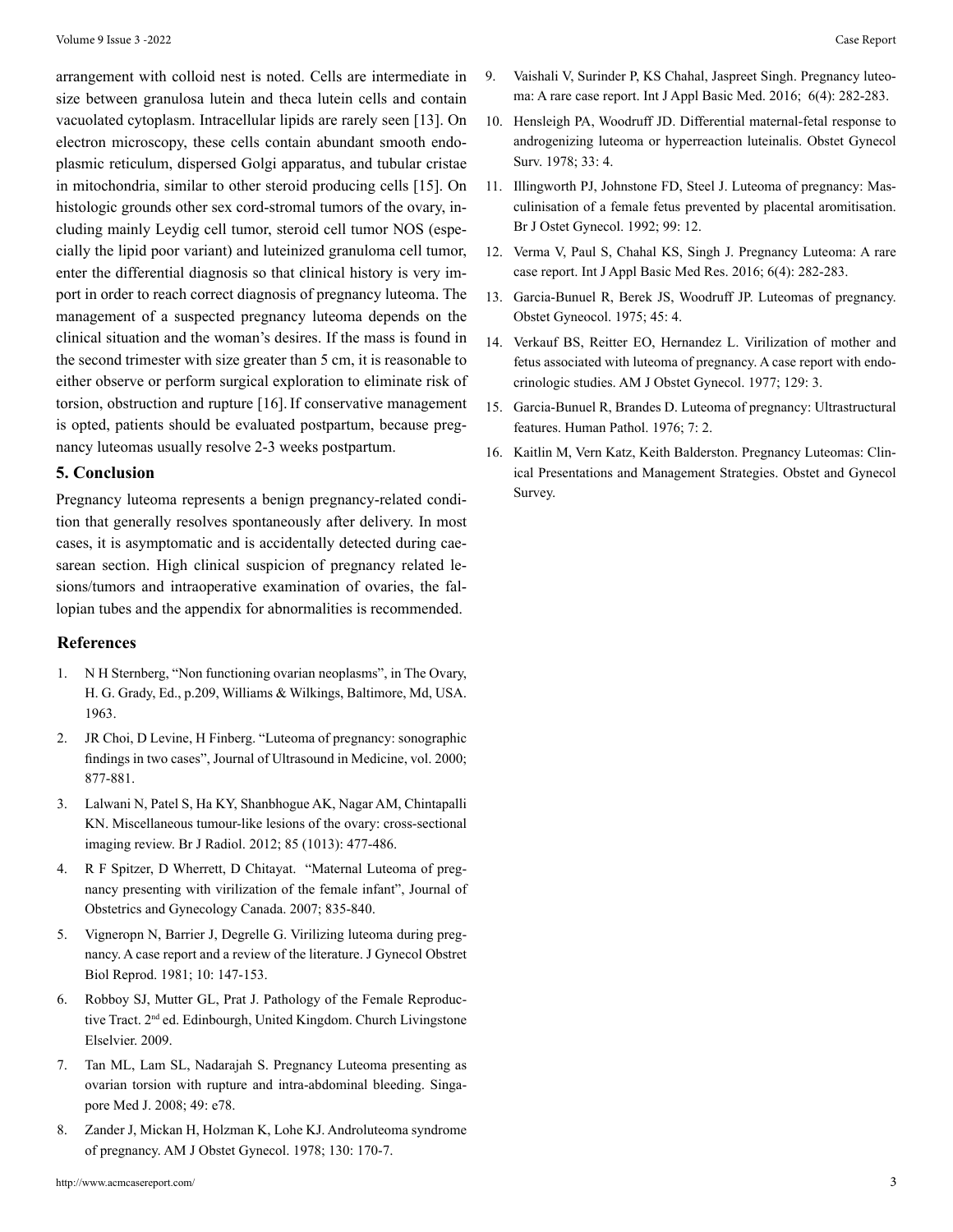arrangement with colloid nest is noted. Cells are intermediate in size between granulosa lutein and theca lutein cells and contain vacuolated cytoplasm. Intracellular lipids are rarely seen [13]. On electron microscopy, these cells contain abundant smooth endoplasmic reticulum, dispersed Golgi apparatus, and tubular cristae in mitochondria, similar to other steroid producing cells [15]. On histologic grounds other sex cord-stromal tumors of the ovary, including mainly Leydig cell tumor, steroid cell tumor NOS (especially the lipid poor variant) and luteinized granuloma cell tumor, enter the differential diagnosis so that clinical history is very import in order to reach correct diagnosis of pregnancy luteoma. The management of a suspected pregnancy luteoma depends on the clinical situation and the woman's desires. If the mass is found in the second trimester with size greater than 5 cm, it is reasonable to either observe or perform surgical exploration to eliminate risk of torsion, obstruction and rupture [16]. If conservative management is opted, patients should be evaluated postpartum, because pregnancy luteomas usually resolve 2-3 weeks postpartum.

## 5. Conclusion

Pregnancy luteoma represents a benign pregnancy-related condition that generally resolves spontaneously after delivery. In most cases, it is asymptomatic and is accidentally detected during caesarean section. High clinical suspicion of pregnancy related lesions/tumors and intraoperative examination of ovaries, the fallopian tubes and the appendix for abnormalities is recommended.

## References

1. N H Sternberg, "Non functioning ovarian neoplasms", in The Ovary, H. G. Grady, Ed., p.209, Williams & Wilkings, Baltimore, Md, USA. 1963.
2. JR Choi, D Levine, H Finberg. "Luteoma of pregnancy: sonographic findings in two cases", Journal of Ultrasound in Medicine, vol. 2000; 877-881.
3. Lalwani N, Patel S, Ha KY, Shanbhogue AK, Nagar AM, Chintapalli KN. Miscellaneous tumour-like lesions of the ovary: cross-sectional imaging review. Br J Radiol. 2012; 85 (1013): 477-486.
4. R F Spitzer, D Wherrett, D Chitayat. "Maternal Luteoma of pregnancy presenting with virilization of the female infant", Journal of Obstetrics and Gynecology Canada. 2007; 835-840.
5. Vigneropn N, Barrier J, Degrelle G. Virilizing luteoma during pregnancy. A case report and a review of the literature. J Gynecol Obstret Biol Reprod. 1981; 10: 147-153.
6. Robboy SJ, Mutter GL, Prat J. Pathology of the Female Reproductive Tract. 2nd ed. Edinbourgh, United Kingdom. Church Livingstone Elslvier. 2009.
7. Tan ML, Lam SL, Nadarajah S. Pregnancy Luteoma presenting as ovarian torsion with rupture and intra-abdominal bleeding. Singapore Med J. 2008; 49: e78.
8. Zander J, Mickan H, Holzman K, Lohe KJ. Androluteoma syndrome of pregnancy. AM J Obstet Gynecol. 1978; 130: 170-7.
9. Vaishali V, Surinder P, KS Chahal, Jaspreet Singh. Pregnancy luteoma: A rare case report. Int J Appl Basic Med. 2016; 6(4): 282-283.
10. Hensleigh PA, Woodruff JD. Differential maternal-fetal response to androgenizing luteoma or hyperreaction luteinalis. Obstet Gynecol Surv. 1978; 33: 4.
11. Illingworth PJ, Johnstone FD, Steel J. Luteoma of pregnancy: Masculinisation of a female fetus prevented by placental aromitisation. Br J Ostet Gynecol. 1992; 99: 12.
12. Verma V, Paul S, Chahal KS, Singh J. Pregnancy Luteoma: A rare case report. Int J Appl Basic Med Res. 2016; 6(4): 282-283.
13. Garcia-Bunuel R, Berek JS, Woodruff JP. Luteomas of pregnancy. Obstet Gyneocol. 1975; 45: 4.
14. Verkauf BS, Reitter EO, Hernandez L. Virilization of mother and fetus associated with luteoma of pregnancy. A case report with endocrinologic studies. AM J Obstet Gynecol. 1977; 129: 3.
15. Garcia-Bunuel R, Brandes D. Luteoma of pregnancy: Ultrastructural features. Human Pathol. 1976; 7: 2.
16. Kaitlin M, Vern Katz, Keith Balderston. Pregnancy Luteomas: Clinical Presentations and Management Strategies. Obstet and Gynecol Survey.